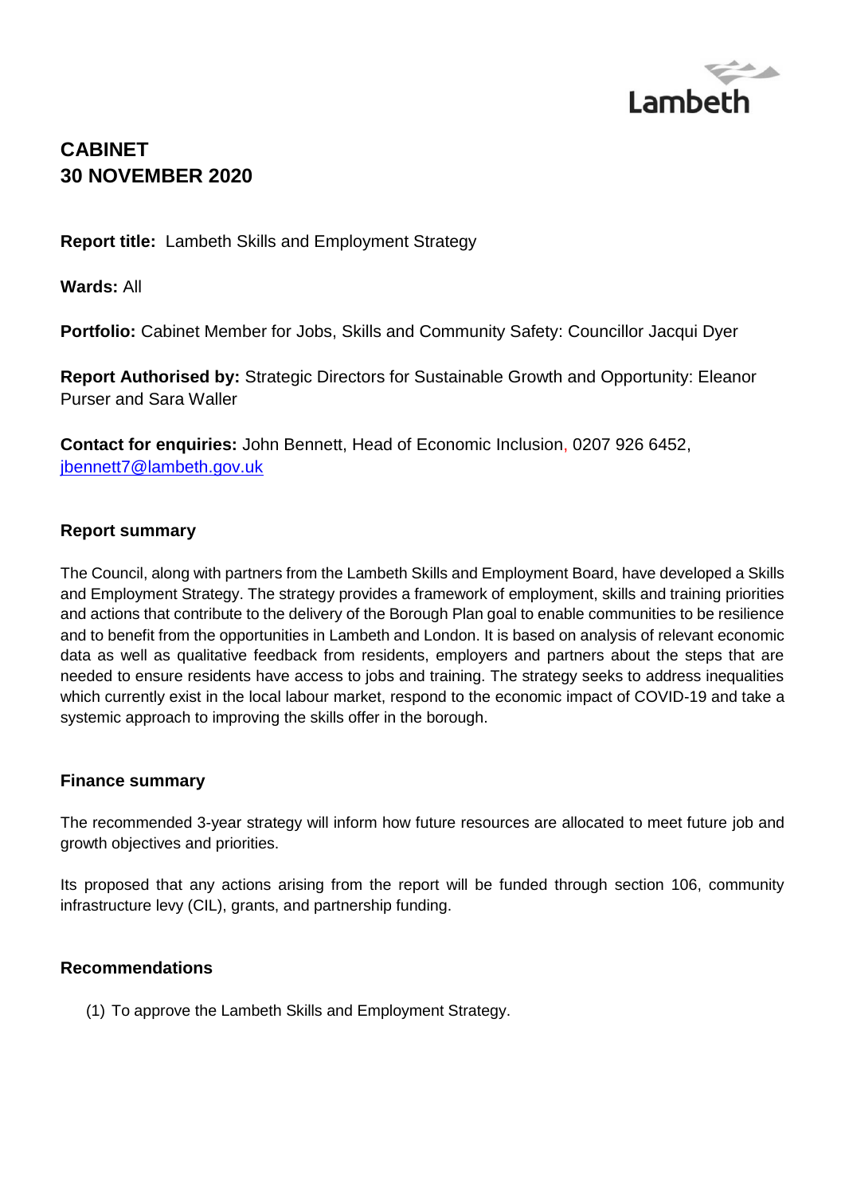Lambeth

# CABINET
# 30 NOVEMBER 2020

**Report title:** Lambeth Skills and Employment Strategy

**Wards:** All

**Portfolio:** Cabinet Member for Jobs, Skills and Community Safety: Councillor Jacqui Dyer

**Report Authorised by:** Strategic Directors for Sustainable Growth and Opportunity: Eleanor Purser and Sara Waller

**Contact for enquiries:** John Bennett, Head of Economic Inclusion, 0207 926 6452, jbennett7@lambeth.gov.uk

## Report summary

The Council, along with partners from the Lambeth Skills and Employment Board, have developed a Skills and Employment Strategy. The strategy provides a framework of employment, skills and training priorities and actions that contribute to the delivery of the Borough Plan goal to enable communities to be resilience and to benefit from the opportunities in Lambeth and London. It is based on analysis of relevant economic data as well as qualitative feedback from residents, employers and partners about the steps that are needed to ensure residents have access to jobs and training. The strategy seeks to address inequalities which currently exist in the local labour market, respond to the economic impact of COVID-19 and take a systemic approach to improving the skills offer in the borough.

## Finance summary

The recommended 3-year strategy will inform how future resources are allocated to meet future job and growth objectives and priorities.

Its proposed that any actions arising from the report will be funded through section 106, community infrastructure levy (CIL), grants, and partnership funding.

## Recommendations

(1) To approve the Lambeth Skills and Employment Strategy.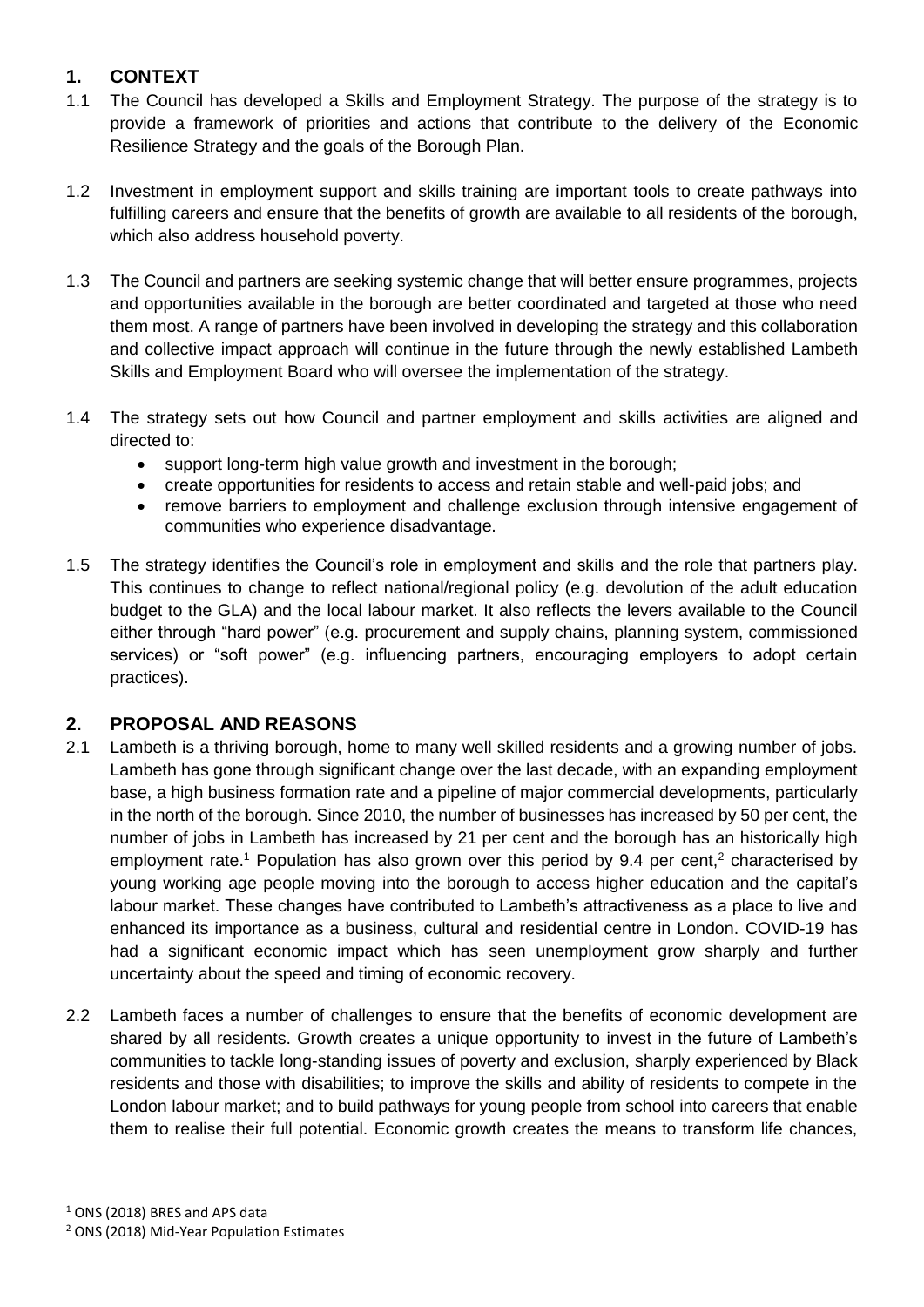## 1. CONTEXT

1.1 The Council has developed a Skills and Employment Strategy. The purpose of the strategy is to provide a framework of priorities and actions that contribute to the delivery of the Economic Resilience Strategy and the goals of the Borough Plan.

1.2 Investment in employment support and skills training are important tools to create pathways into fulfilling careers and ensure that the benefits of growth are available to all residents of the borough, which also address household poverty.

1.3 The Council and partners are seeking systemic change that will better ensure programmes, projects and opportunities available in the borough are better coordinated and targeted at those who need them most. A range of partners have been involved in developing the strategy and this collaboration and collective impact approach will continue in the future through the newly established Lambeth Skills and Employment Board who will oversee the implementation of the strategy.

1.4 The strategy sets out how Council and partner employment and skills activities are aligned and directed to:

- support long-term high value growth and investment in the borough;
- create opportunities for residents to access and retain stable and well-paid jobs; and
- remove barriers to employment and challenge exclusion through intensive engagement of communities who experience disadvantage.

1.5 The strategy identifies the Council's role in employment and skills and the role that partners play. This continues to change to reflect national/regional policy (e.g. devolution of the adult education budget to the GLA) and the local labour market. It also reflects the levers available to the Council either through "hard power" (e.g. procurement and supply chains, planning system, commissioned services) or "soft power" (e.g. influencing partners, encouraging employers to adopt certain practices).

## 2. PROPOSAL AND REASONS

2.1 Lambeth is a thriving borough, home to many well skilled residents and a growing number of jobs. Lambeth has gone through significant change over the last decade, with an expanding employment base, a high business formation rate and a pipeline of major commercial developments, particularly in the north of the borough. Since 2010, the number of businesses has increased by 50 per cent, the number of jobs in Lambeth has increased by 21 per cent and the borough has an historically high employment rate.[1] Population has also grown over this period by 9.4 per cent,[2] characterised by young working age people moving into the borough to access higher education and the capital's labour market. These changes have contributed to Lambeth's attractiveness as a place to live and enhanced its importance as a business, cultural and residential centre in London. COVID-19 has had a significant economic impact which has seen unemployment grow sharply and further uncertainty about the speed and timing of economic recovery.

2.2 Lambeth faces a number of challenges to ensure that the benefits of economic development are shared by all residents. Growth creates a unique opportunity to invest in the future of Lambeth's communities to tackle long-standing issues of poverty and exclusion, sharply experienced by Black residents and those with disabilities; to improve the skills and ability of residents to compete in the London labour market; and to build pathways for young people from school into careers that enable them to realise their full potential. Economic growth creates the means to transform life chances,

[1] ONS (2018) BRES and APS data

[2] ONS (2018) Mid-Year Population Estimates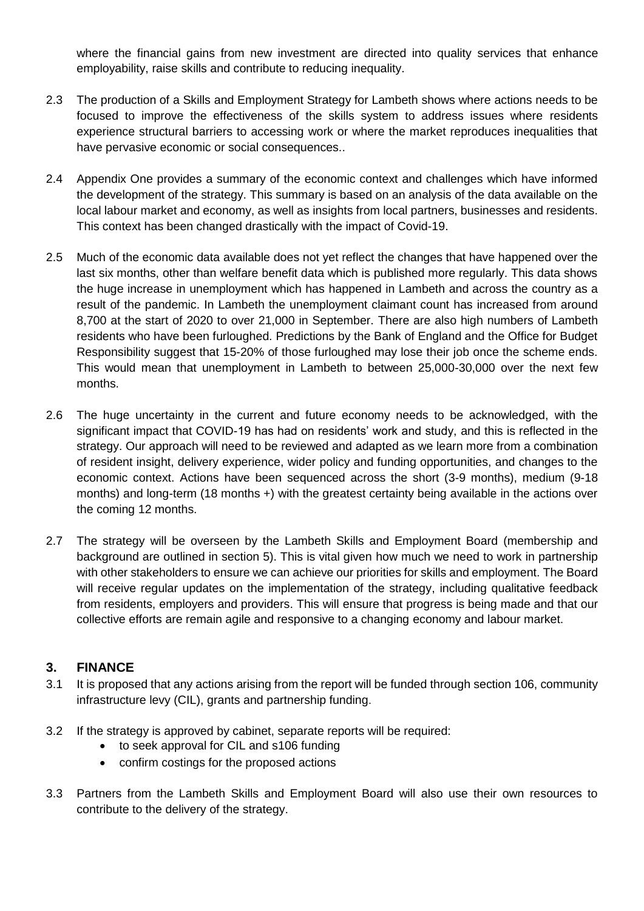where the financial gains from new investment are directed into quality services that enhance employability, raise skills and contribute to reducing inequality.

2.3 The production of a Skills and Employment Strategy for Lambeth shows where actions needs to be focused to improve the effectiveness of the skills system to address issues where residents experience structural barriers to accessing work or where the market reproduces inequalities that have pervasive economic or social consequences..

2.4 Appendix One provides a summary of the economic context and challenges which have informed the development of the strategy. This summary is based on an analysis of the data available on the local labour market and economy, as well as insights from local partners, businesses and residents. This context has been changed drastically with the impact of Covid-19.

2.5 Much of the economic data available does not yet reflect the changes that have happened over the last six months, other than welfare benefit data which is published more regularly. This data shows the huge increase in unemployment which has happened in Lambeth and across the country as a result of the pandemic. In Lambeth the unemployment claimant count has increased from around 8,700 at the start of 2020 to over 21,000 in September. There are also high numbers of Lambeth residents who have been furloughed. Predictions by the Bank of England and the Office for Budget Responsibility suggest that 15-20% of those furloughed may lose their job once the scheme ends. This would mean that unemployment in Lambeth to between 25,000-30,000 over the next few months.

2.6 The huge uncertainty in the current and future economy needs to be acknowledged, with the significant impact that COVID-19 has had on residents' work and study, and this is reflected in the strategy. Our approach will need to be reviewed and adapted as we learn more from a combination of resident insight, delivery experience, wider policy and funding opportunities, and changes to the economic context. Actions have been sequenced across the short (3-9 months), medium (9-18 months) and long-term (18 months +) with the greatest certainty being available in the actions over the coming 12 months.

2.7 The strategy will be overseen by the Lambeth Skills and Employment Board (membership and background are outlined in section 5). This is vital given how much we need to work in partnership with other stakeholders to ensure we can achieve our priorities for skills and employment. The Board will receive regular updates on the implementation of the strategy, including qualitative feedback from residents, employers and providers. This will ensure that progress is being made and that our collective efforts are remain agile and responsive to a changing economy and labour market.

## 3. FINANCE

3.1 It is proposed that any actions arising from the report will be funded through section 106, community infrastructure levy (CIL), grants and partnership funding.

3.2 If the strategy is approved by cabinet, separate reports will be required:

- to seek approval for CIL and s106 funding
- confirm costings for the proposed actions

3.3 Partners from the Lambeth Skills and Employment Board will also use their own resources to contribute to the delivery of the strategy.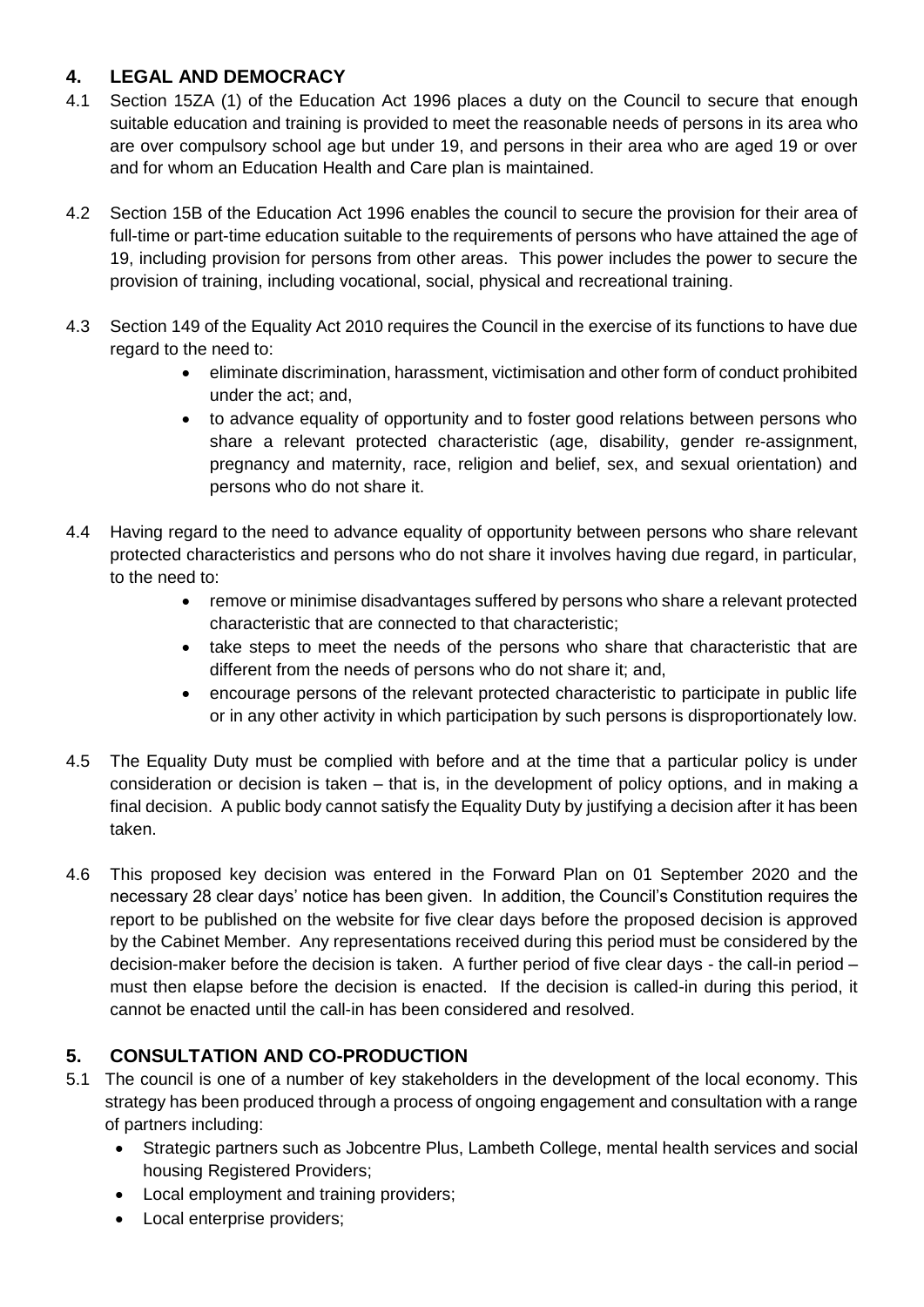## 4. LEGAL AND DEMOCRACY

4.1 Section 15ZA (1) of the Education Act 1996 places a duty on the Council to secure that enough suitable education and training is provided to meet the reasonable needs of persons in its area who are over compulsory school age but under 19, and persons in their area who are aged 19 or over and for whom an Education Health and Care plan is maintained.

4.2 Section 15B of the Education Act 1996 enables the council to secure the provision for their area of full-time or part-time education suitable to the requirements of persons who have attained the age of 19, including provision for persons from other areas. This power includes the power to secure the provision of training, including vocational, social, physical and recreational training.

4.3 Section 149 of the Equality Act 2010 requires the Council in the exercise of its functions to have due regard to the need to:

- eliminate discrimination, harassment, victimisation and other form of conduct prohibited under the act; and,
- to advance equality of opportunity and to foster good relations between persons who share a relevant protected characteristic (age, disability, gender re-assignment, pregnancy and maternity, race, religion and belief, sex, and sexual orientation) and persons who do not share it.

4.4 Having regard to the need to advance equality of opportunity between persons who share relevant protected characteristics and persons who do not share it involves having due regard, in particular, to the need to:

- remove or minimise disadvantages suffered by persons who share a relevant protected characteristic that are connected to that characteristic;
- take steps to meet the needs of the persons who share that characteristic that are different from the needs of persons who do not share it; and,
- encourage persons of the relevant protected characteristic to participate in public life or in any other activity in which participation by such persons is disproportionately low.

4.5 The Equality Duty must be complied with before and at the time that a particular policy is under consideration or decision is taken – that is, in the development of policy options, and in making a final decision. A public body cannot satisfy the Equality Duty by justifying a decision after it has been taken.

4.6 This proposed key decision was entered in the Forward Plan on 01 September 2020 and the necessary 28 clear days' notice has been given. In addition, the Council's Constitution requires the report to be published on the website for five clear days before the proposed decision is approved by the Cabinet Member. Any representations received during this period must be considered by the decision-maker before the decision is taken. A further period of five clear days - the call-in period – must then elapse before the decision is enacted. If the decision is called-in during this period, it cannot be enacted until the call-in has been considered and resolved.

## 5. CONSULTATION AND CO-PRODUCTION

5.1 The council is one of a number of key stakeholders in the development of the local economy. This strategy has been produced through a process of ongoing engagement and consultation with a range of partners including:

- Strategic partners such as Jobcentre Plus, Lambeth College, mental health services and social housing Registered Providers;
- Local employment and training providers;
- Local enterprise providers;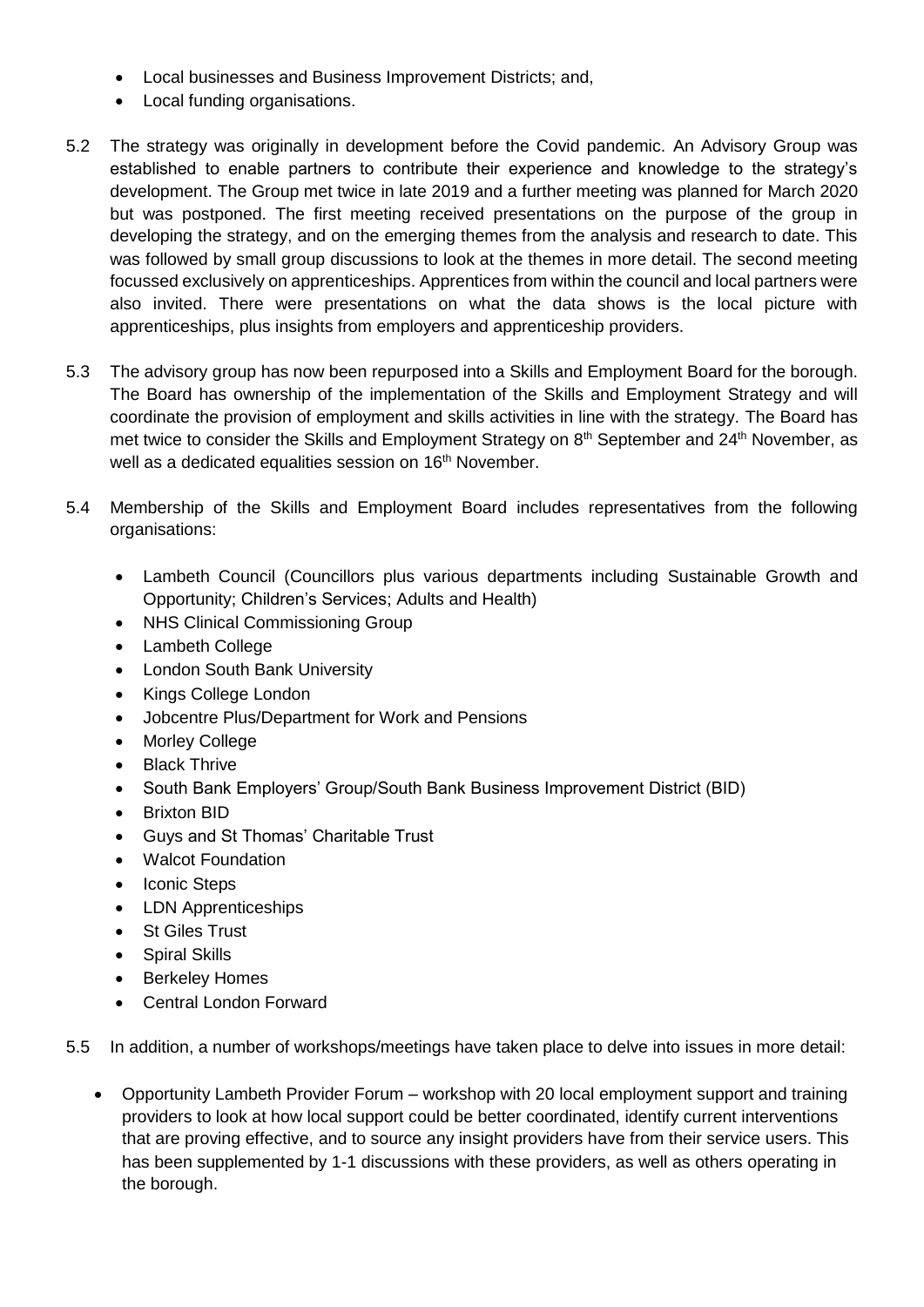- Local businesses and Business Improvement Districts; and,
- Local funding organisations.

5.2 The strategy was originally in development before the Covid pandemic. An Advisory Group was established to enable partners to contribute their experience and knowledge to the strategy's development. The Group met twice in late 2019 and a further meeting was planned for March 2020 but was postponed. The first meeting received presentations on the purpose of the group in developing the strategy, and on the emerging themes from the analysis and research to date. This was followed by small group discussions to look at the themes in more detail. The second meeting focussed exclusively on apprenticeships. Apprentices from within the council and local partners were also invited. There were presentations on what the data shows is the local picture with apprenticeships, plus insights from employers and apprenticeship providers.

5.3 The advisory group has now been repurposed into a Skills and Employment Board for the borough. The Board has ownership of the implementation of the Skills and Employment Strategy and will coordinate the provision of employment and skills activities in line with the strategy. The Board has met twice to consider the Skills and Employment Strategy on 8th September and 24th November, as well as a dedicated equalities session on 16th November.

5.4 Membership of the Skills and Employment Board includes representatives from the following organisations:

- Lambeth Council (Councillors plus various departments including Sustainable Growth and Opportunity; Children's Services; Adults and Health)
- NHS Clinical Commissioning Group
- Lambeth College
- London South Bank University
- Kings College London
- Jobcentre Plus/Department for Work and Pensions
- Morley College
- Black Thrive
- South Bank Employers' Group/South Bank Business Improvement District (BID)
- Brixton BID
- Guys and St Thomas' Charitable Trust
- Walcot Foundation
- Iconic Steps
- LDN Apprenticeships
- St Giles Trust
- Spiral Skills
- Berkeley Homes
- Central London Forward

5.5 In addition, a number of workshops/meetings have taken place to delve into issues in more detail:

- Opportunity Lambeth Provider Forum – workshop with 20 local employment support and training providers to look at how local support could be better coordinated, identify current interventions that are proving effective, and to source any insight providers have from their service users. This has been supplemented by 1-1 discussions with these providers, as well as others operating in the borough.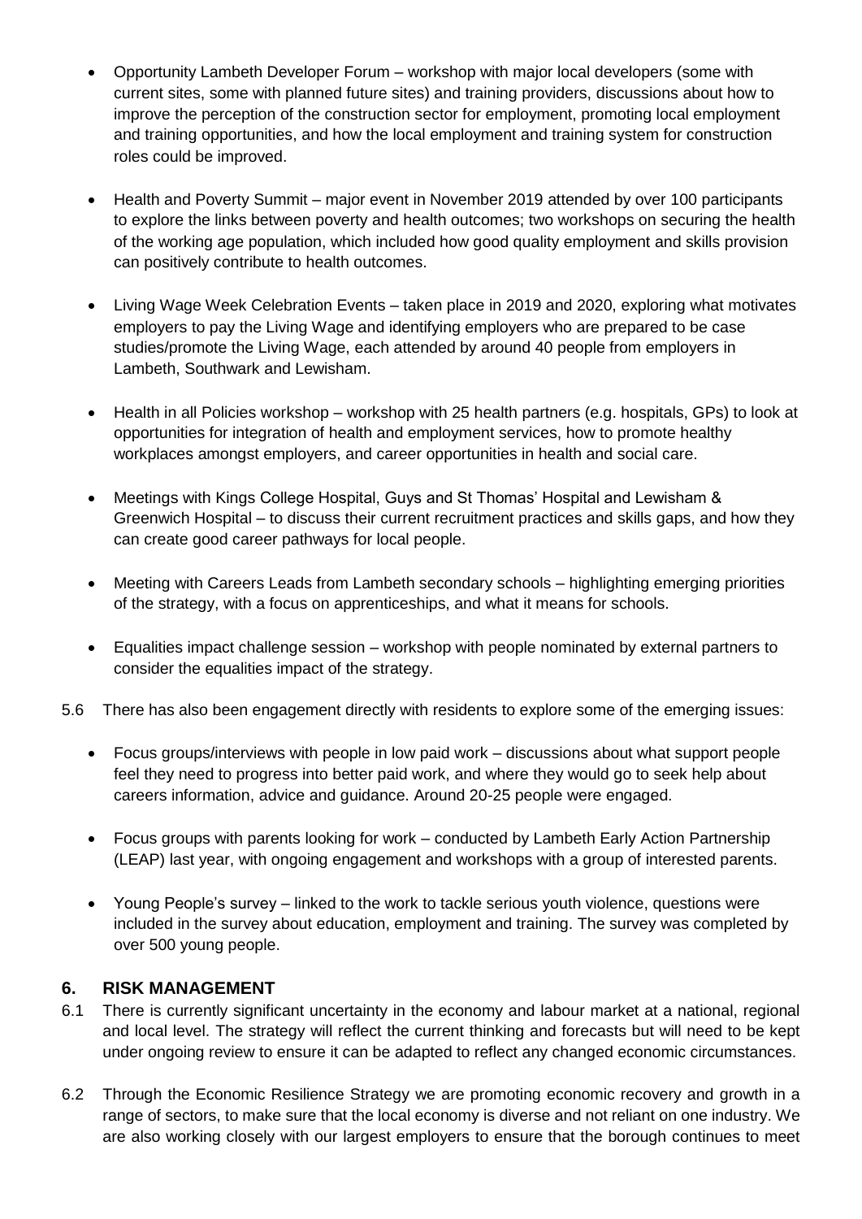- Opportunity Lambeth Developer Forum – workshop with major local developers (some with current sites, some with planned future sites) and training providers, discussions about how to improve the perception of the construction sector for employment, promoting local employment and training opportunities, and how the local employment and training system for construction roles could be improved.

- Health and Poverty Summit – major event in November 2019 attended by over 100 participants to explore the links between poverty and health outcomes; two workshops on securing the health of the working age population, which included how good quality employment and skills provision can positively contribute to health outcomes.

- Living Wage Week Celebration Events – taken place in 2019 and 2020, exploring what motivates employers to pay the Living Wage and identifying employers who are prepared to be case studies/promote the Living Wage, each attended by around 40 people from employers in Lambeth, Southwark and Lewisham.

- Health in all Policies workshop – workshop with 25 health partners (e.g. hospitals, GPs) to look at opportunities for integration of health and employment services, how to promote healthy workplaces amongst employers, and career opportunities in health and social care.

- Meetings with Kings College Hospital, Guys and St Thomas' Hospital and Lewisham & Greenwich Hospital – to discuss their current recruitment practices and skills gaps, and how they can create good career pathways for local people.

- Meeting with Careers Leads from Lambeth secondary schools – highlighting emerging priorities of the strategy, with a focus on apprenticeships, and what it means for schools.

- Equalities impact challenge session – workshop with people nominated by external partners to consider the equalities impact of the strategy.

5.6 There has also been engagement directly with residents to explore some of the emerging issues:

- Focus groups/interviews with people in low paid work – discussions about what support people feel they need to progress into better paid work, and where they would go to seek help about careers information, advice and guidance. Around 20-25 people were engaged.

- Focus groups with parents looking for work – conducted by Lambeth Early Action Partnership (LEAP) last year, with ongoing engagement and workshops with a group of interested parents.

- Young People's survey – linked to the work to tackle serious youth violence, questions were included in the survey about education, employment and training. The survey was completed by over 500 young people.

## 6. RISK MANAGEMENT

6.1 There is currently significant uncertainty in the economy and labour market at a national, regional and local level. The strategy will reflect the current thinking and forecasts but will need to be kept under ongoing review to ensure it can be adapted to reflect any changed economic circumstances.

6.2 Through the Economic Resilience Strategy we are promoting economic recovery and growth in a range of sectors, to make sure that the local economy is diverse and not reliant on one industry. We are also working closely with our largest employers to ensure that the borough continues to meet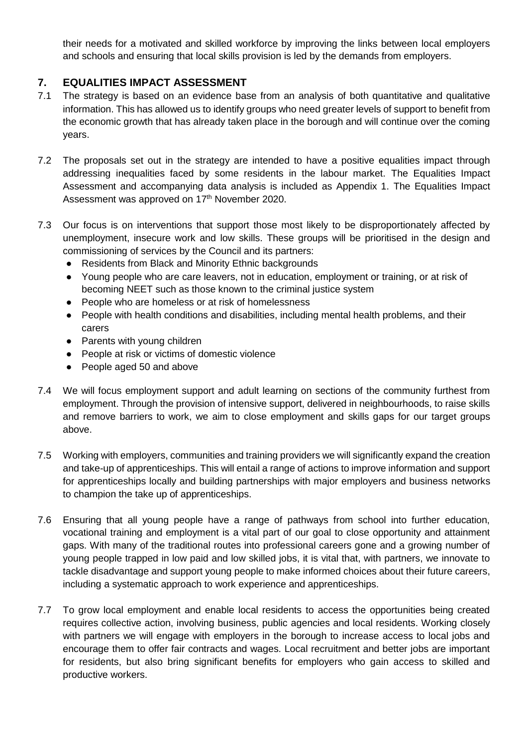their needs for a motivated and skilled workforce by improving the links between local employers and schools and ensuring that local skills provision is led by the demands from employers.

## 7. EQUALITIES IMPACT ASSESSMENT

7.1 The strategy is based on an evidence base from an analysis of both quantitative and qualitative information. This has allowed us to identify groups who need greater levels of support to benefit from the economic growth that has already taken place in the borough and will continue over the coming years.

7.2 The proposals set out in the strategy are intended to have a positive equalities impact through addressing inequalities faced by some residents in the labour market. The Equalities Impact Assessment and accompanying data analysis is included as Appendix 1. The Equalities Impact Assessment was approved on 17th November 2020.

7.3 Our focus is on interventions that support those most likely to be disproportionately affected by unemployment, insecure work and low skills. These groups will be prioritised in the design and commissioning of services by the Council and its partners:

- Residents from Black and Minority Ethnic backgrounds
- Young people who are care leavers, not in education, employment or training, or at risk of becoming NEET such as those known to the criminal justice system
- People who are homeless or at risk of homelessness
- People with health conditions and disabilities, including mental health problems, and their carers
- Parents with young children
- People at risk or victims of domestic violence
- People aged 50 and above

7.4 We will focus employment support and adult learning on sections of the community furthest from employment. Through the provision of intensive support, delivered in neighbourhoods, to raise skills and remove barriers to work, we aim to close employment and skills gaps for our target groups above.

7.5 Working with employers, communities and training providers we will significantly expand the creation and take-up of apprenticeships. This will entail a range of actions to improve information and support for apprenticeships locally and building partnerships with major employers and business networks to champion the take up of apprenticeships.

7.6 Ensuring that all young people have a range of pathways from school into further education, vocational training and employment is a vital part of our goal to close opportunity and attainment gaps. With many of the traditional routes into professional careers gone and a growing number of young people trapped in low paid and low skilled jobs, it is vital that, with partners, we innovate to tackle disadvantage and support young people to make informed choices about their future careers, including a systematic approach to work experience and apprenticeships.

7.7 To grow local employment and enable local residents to access the opportunities being created requires collective action, involving business, public agencies and local residents. Working closely with partners we will engage with employers in the borough to increase access to local jobs and encourage them to offer fair contracts and wages. Local recruitment and better jobs are important for residents, but also bring significant benefits for employers who gain access to skilled and productive workers.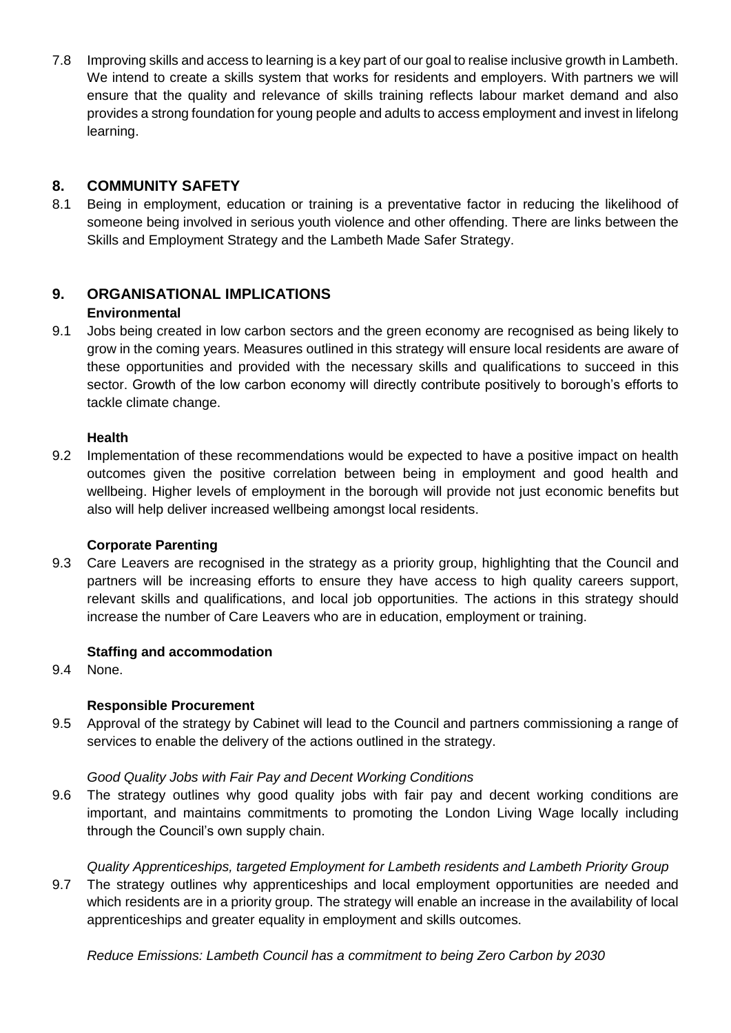7.8 Improving skills and access to learning is a key part of our goal to realise inclusive growth in Lambeth. We intend to create a skills system that works for residents and employers. With partners we will ensure that the quality and relevance of skills training reflects labour market demand and also provides a strong foundation for young people and adults to access employment and invest in lifelong learning.

## 8. COMMUNITY SAFETY

8.1 Being in employment, education or training is a preventative factor in reducing the likelihood of someone being involved in serious youth violence and other offending. There are links between the Skills and Employment Strategy and the Lambeth Made Safer Strategy.

## 9. ORGANISATIONAL IMPLICATIONS

**Environmental**

9.1 Jobs being created in low carbon sectors and the green economy are recognised as being likely to grow in the coming years. Measures outlined in this strategy will ensure local residents are aware of these opportunities and provided with the necessary skills and qualifications to succeed in this sector. Growth of the low carbon economy will directly contribute positively to borough's efforts to tackle climate change.

**Health**

9.2 Implementation of these recommendations would be expected to have a positive impact on health outcomes given the positive correlation between being in employment and good health and wellbeing. Higher levels of employment in the borough will provide not just economic benefits but also will help deliver increased wellbeing amongst local residents.

**Corporate Parenting**

9.3 Care Leavers are recognised in the strategy as a priority group, highlighting that the Council and partners will be increasing efforts to ensure they have access to high quality careers support, relevant skills and qualifications, and local job opportunities. The actions in this strategy should increase the number of Care Leavers who are in education, employment or training.

**Staffing and accommodation**

9.4 None.

**Responsible Procurement**

9.5 Approval of the strategy by Cabinet will lead to the Council and partners commissioning a range of services to enable the delivery of the actions outlined in the strategy.

*Good Quality Jobs with Fair Pay and Decent Working Conditions*

9.6 The strategy outlines why good quality jobs with fair pay and decent working conditions are important, and maintains commitments to promoting the London Living Wage locally including through the Council's own supply chain.

*Quality Apprenticeships, targeted Employment for Lambeth residents and Lambeth Priority Group*

9.7 The strategy outlines why apprenticeships and local employment opportunities are needed and which residents are in a priority group. The strategy will enable an increase in the availability of local apprenticeships and greater equality in employment and skills outcomes.

*Reduce Emissions: Lambeth Council has a commitment to being Zero Carbon by 2030*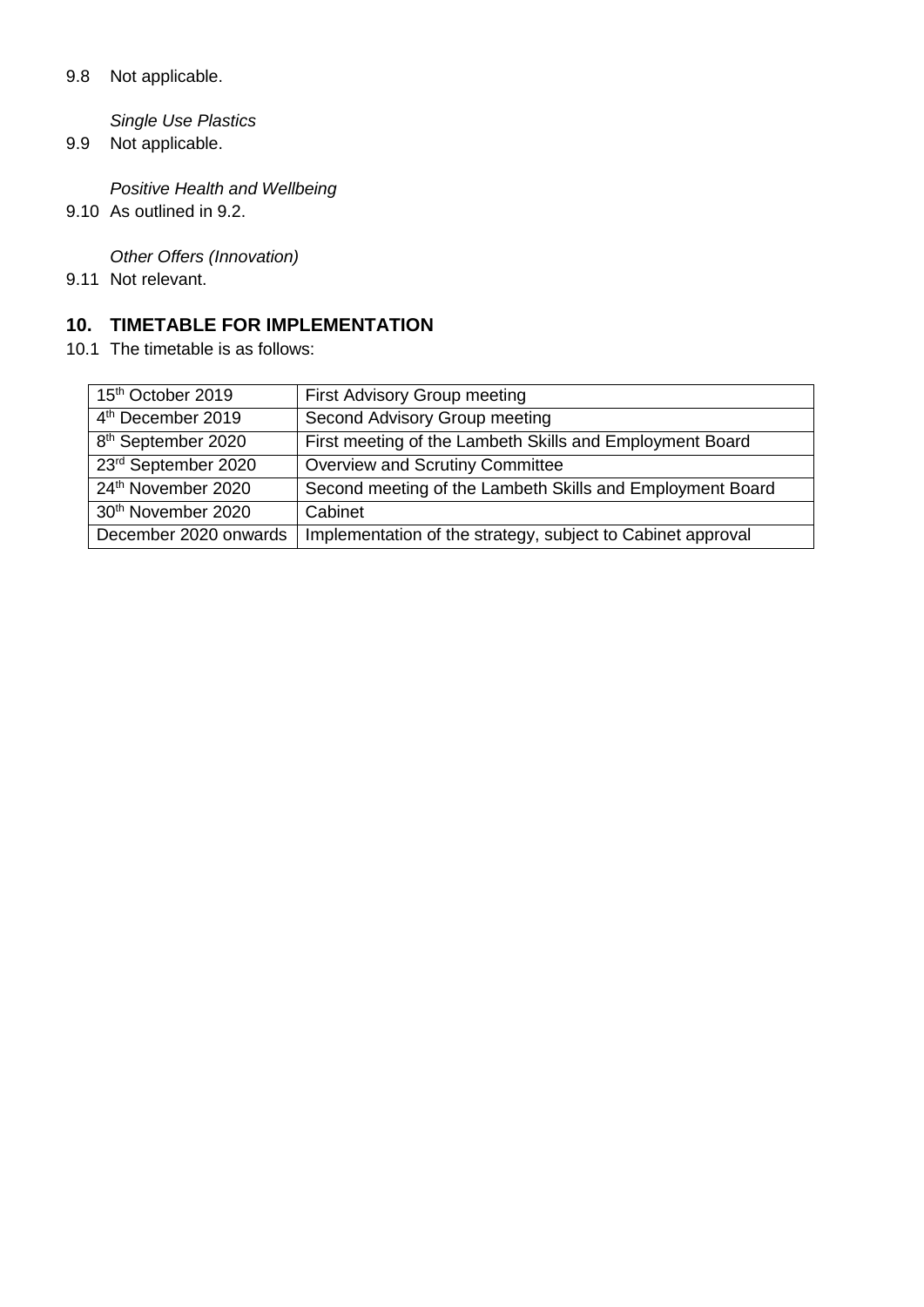9.8 Not applicable.

*Single Use Plastics*

9.9 Not applicable.

*Positive Health and Wellbeing*

9.10 As outlined in 9.2.

*Other Offers (Innovation)*

9.11 Not relevant.

## 10. TIMETABLE FOR IMPLEMENTATION

10.1 The timetable is as follows:

| | |
|---|---|
| 15th October 2019 | First Advisory Group meeting |
| 4th December 2019 | Second Advisory Group meeting |
| 8th September 2020 | First meeting of the Lambeth Skills and Employment Board |
| 23rd September 2020 | Overview and Scrutiny Committee |
| 24th November 2020 | Second meeting of the Lambeth Skills and Employment Board |
| 30th November 2020 | Cabinet |
| December 2020 onwards | Implementation of the strategy, subject to Cabinet approval |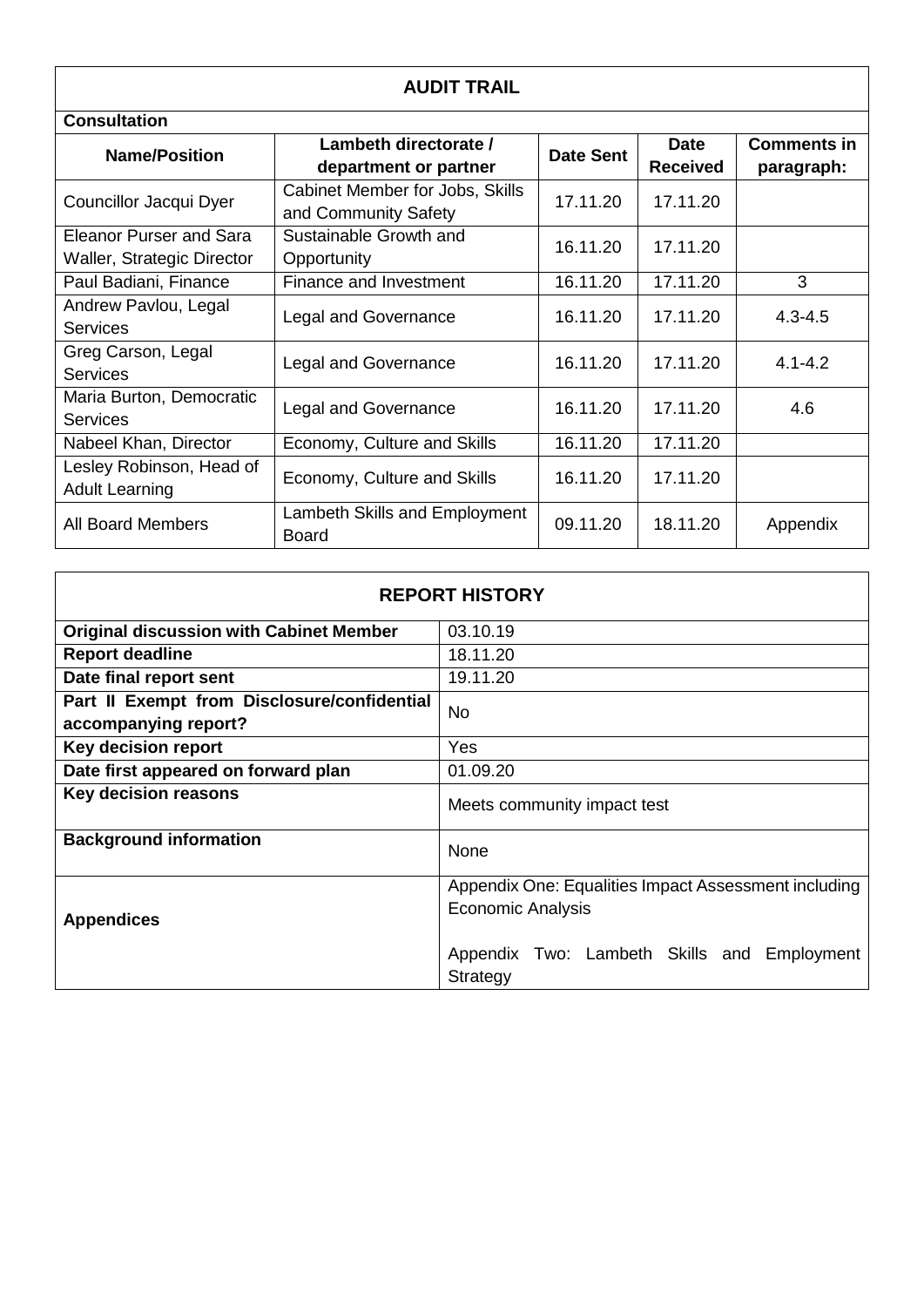## AUDIT TRAIL

**Consultation**

| Name/Position | Lambeth directorate / department or partner | Date Sent | Date Received | Comments in paragraph: |
|---|---|---|---|---|
| Councillor Jacqui Dyer | Cabinet Member for Jobs, Skills and Community Safety | 17.11.20 | 17.11.20 | |
| Eleanor Purser and Sara Waller, Strategic Director | Sustainable Growth and Opportunity | 16.11.20 | 17.11.20 | |
| Paul Badiani, Finance | Finance and Investment | 16.11.20 | 17.11.20 | 3 |
| Andrew Pavlou, Legal Services | Legal and Governance | 16.11.20 | 17.11.20 | 4.3-4.5 |
| Greg Carson, Legal Services | Legal and Governance | 16.11.20 | 17.11.20 | 4.1-4.2 |
| Maria Burton, Democratic Services | Legal and Governance | 16.11.20 | 17.11.20 | 4.6 |
| Nabeel Khan, Director | Economy, Culture and Skills | 16.11.20 | 17.11.20 | |
| Lesley Robinson, Head of Adult Learning | Economy, Culture and Skills | 16.11.20 | 17.11.20 | |
| All Board Members | Lambeth Skills and Employment Board | 09.11.20 | 18.11.20 | Appendix |

## REPORT HISTORY

| | |
|---|---|
| **Original discussion with Cabinet Member** | 03.10.19 |
| **Report deadline** | 18.11.20 |
| **Date final report sent** | 19.11.20 |
| **Part II Exempt from Disclosure/confidential accompanying report?** | No |
| **Key decision report** | Yes |
| **Date first appeared on forward plan** | 01.09.20 |
| **Key decision reasons** | Meets community impact test |
| **Background information** | None |
| **Appendices** | Appendix One: Equalities Impact Assessment including Economic Analysis<br><br>Appendix Two: Lambeth Skills and Employment Strategy |